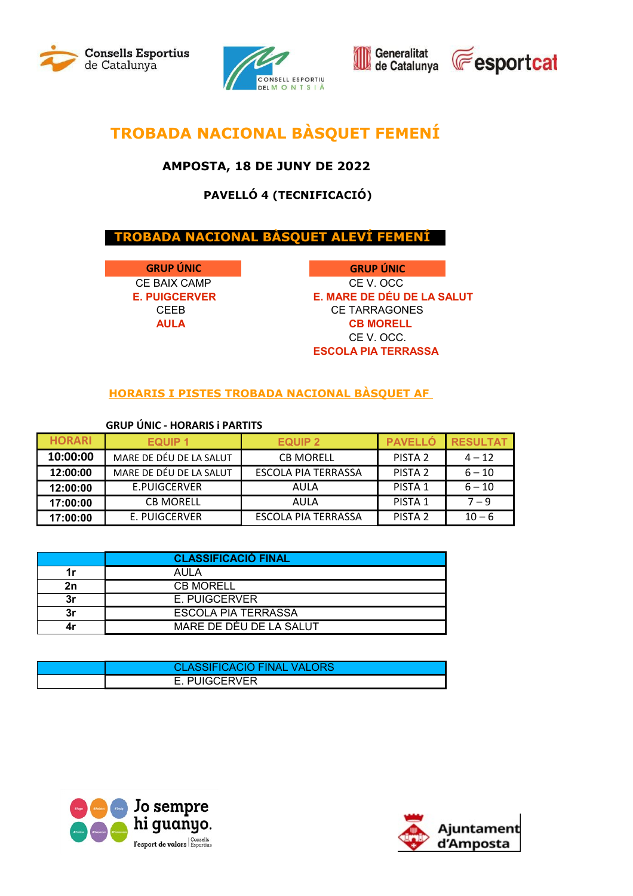# TROBADA NACIONAL BÀSQUET FEMENÍ

**AMPOSTA, 18 DE JUNY DE 2022**

**PAVELLÓ 4 (TECNIFICACIÓ)**

## TROBADA NACIONAL BÀSQUET ALEVÍ FEMENÍ

| GRUP ÚNIC |
|---|
| CE BAIX CAMP |
| **E. PUIGCERVER** |
| CEEB |
| **AULA** |

| GRUP ÚNIC |
|---|
| CE V. OCC |
| **E. MARE DE DÉU DE LA SALUT** |
| CE TARRAGONES |
| **CB MORELL** |
| CE V. OCC. |
| **ESCOLA PIA TERRASSA** |

## HORARIS I PISTES TROBADA NACIONAL BÀSQUET AF

**GRUP ÚNIC - HORARIS i PARTITS**

| HORARI | EQUIP 1 | EQUIP 2 | PAVELLÓ | RESULTAT |
|---|---|---|---|---|
| **10:00:00** | MARE DE DÉU DE LA SALUT | CB MORELL | PISTA 2 | 4 – 12 |
| **12:00:00** | MARE DE DÉU DE LA SALUT | ESCOLA PIA TERRASSA | PISTA 2 | 6 – 10 |
| **12:00:00** | E.PUIGCERVER | AULA | PISTA 1 | 6 – 10 |
| **17:00:00** | CB MORELL | AULA | PISTA 1 | 7 – 9 |
| **17:00:00** | E. PUIGCERVER | ESCOLA PIA TERRASSA | PISTA 2 | 10 – 6 |

| | CLASSIFICACIÓ FINAL |
|---|---|
| **1r** | AULA |
| **2n** | CB MORELL |
| **3r** | E. PUIGCERVER |
| **3r** | ESCOLA PIA TERRASSA |
| **4r** | MARE DE DÉU DE LA SALUT |

| | CLASSIFICACIÓ FINAL VALORS |
|---|---|
| | E. PUIGCERVER |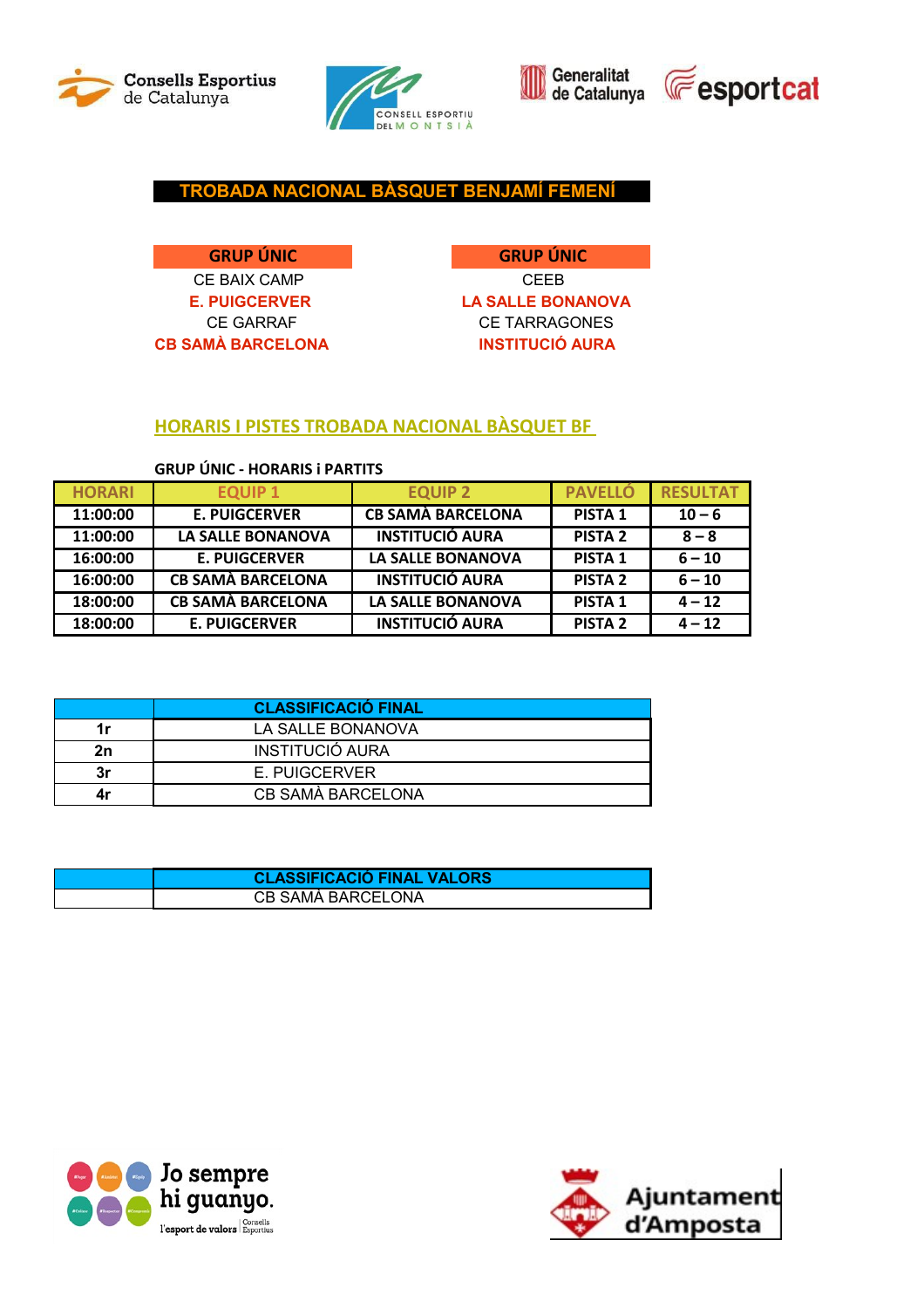# TROBADA NACIONAL BÀSQUET BENJAMÍ FEMENÍ

| GRUP ÚNIC | GRUP ÚNIC |
|---|---|
| CE BAIX CAMP | CEEB |
| E. PUIGCERVER | LA SALLE BONANOVA |
| CE GARRAF | CE TARRAGONES |
| CB SAMÀ BARCELONA | INSTITUCIÓ AURA |

## HORARIS I PISTES TROBADA NACIONAL BÀSQUET BF

**GRUP ÚNIC - HORARIS i PARTITS**

| HORARI | EQUIP 1 | EQUIP 2 | PAVELLÓ | RESULTAT |
|---|---|---|---|---|
| 11:00:00 | E. PUIGCERVER | CB SAMÀ BARCELONA | PISTA 1 | 10 – 6 |
| 11:00:00 | LA SALLE BONANOVA | INSTITUCIÓ AURA | PISTA 2 | 8 – 8 |
| 16:00:00 | E. PUIGCERVER | LA SALLE BONANOVA | PISTA 1 | 6 – 10 |
| 16:00:00 | CB SAMÀ BARCELONA | INSTITUCIÓ AURA | PISTA 2 | 6 – 10 |
| 18:00:00 | CB SAMÀ BARCELONA | LA SALLE BONANOVA | PISTA 1 | 4 – 12 |
| 18:00:00 | E. PUIGCERVER | INSTITUCIÓ AURA | PISTA 2 | 4 – 12 |

| | CLASSIFICACIÓ FINAL |
|---|---|
| 1r | LA SALLE BONANOVA |
| 2n | INSTITUCIÓ AURA |
| 3r | E. PUIGCERVER |
| 4r | CB SAMÀ BARCELONA |

| | CLASSIFICACIÓ FINAL VALORS |
|---|---|
| | CB SAMÀ BARCELONA |